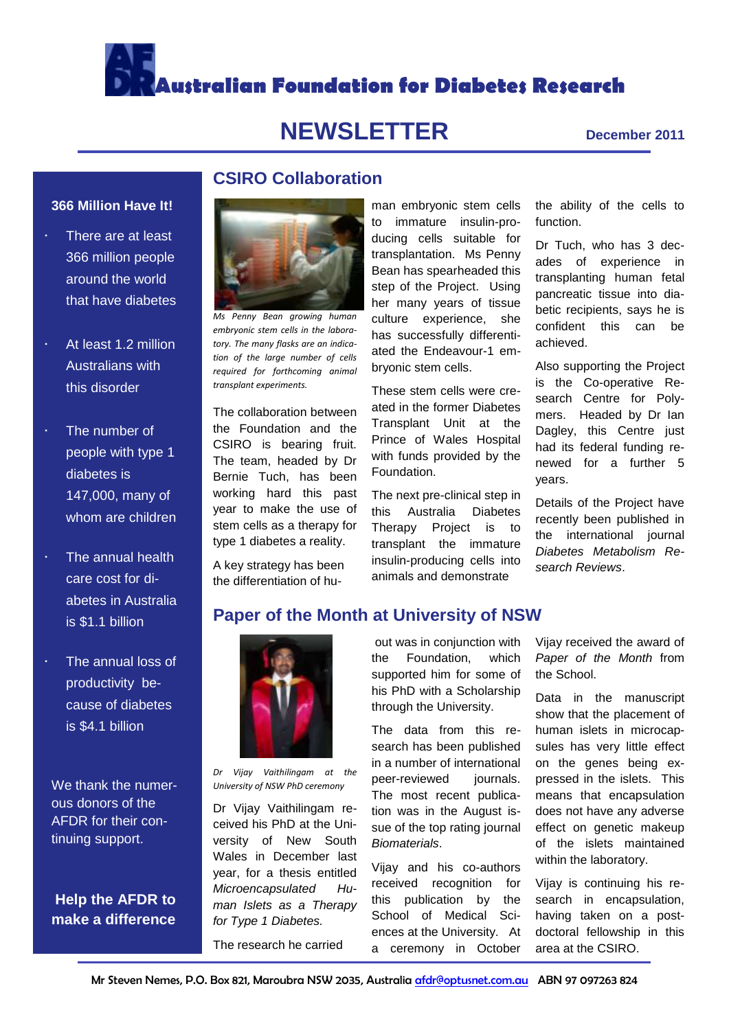# Australian Foundation for Diabetes Research

# NEWSLETTER

December 2011

## CSIRO Collaboration

*Ms Penny Bean growing human embryonic stem cells in the laboratory. The many flasks are an indication of the large number of cells required for forthcoming animal transplant experiments.*

The collaboration between the Foundation and the CSIRO is bearing fruit. The team, headed by Dr Bernie Tuch, has been working hard this past year to make the use of stem cells as a therapy for type 1 diabetes a reality.

A key strategy has been the differentiation of human embryonic stem cells to immature insulin-producing cells suitable for transplantation. Ms Penny Bean has spearheaded this step of the Project. Using her many years of tissue culture experience, she has successfully differentiated the Endeavour-1 embryonic stem cells.

These stem cells were created in the former Diabetes Transplant Unit at the Prince of Wales Hospital with funds provided by the Foundation.

The next pre-clinical step in this Australia Diabetes Therapy Project is to transplant the immature insulin-producing cells into animals and demonstrate the ability of the cells to function.

Dr Tuch, who has 3 decades of experience in transplanting human fetal pancreatic tissue into diabetic recipients, says he is confident this can be achieved.

Also supporting the Project is the Co-operative Research Centre for Polymers. Headed by Dr Ian Dagley, this Centre just had its federal funding renewed for a further 5 years.

Details of the Project have recently been published in the international journal *Diabetes Metabolism Research Reviews*.

## Paper of the Month at University of NSW

*Dr Vijay Vaithilingam at the University of NSW PhD ceremony*

Dr Vijay Vaithilingam received his PhD at the University of New South Wales in December last year, for a thesis entitled *Microencapsulated Human Islets as a Therapy for Type 1 Diabetes.*

The research he carried out was in conjunction with the Foundation, which supported him for some of his PhD with a Scholarship through the University.

The data from this research has been published in a number of international peer-reviewed journals. The most recent publication was in the August issue of the top rating journal *Biomaterials*.

Vijay and his co-authors received recognition for this publication by the School of Medical Sciences at the University. At a ceremony in October Vijay received the award of *Paper of the Month* from the School.

Data in the manuscript show that the placement of human islets in microcapsules has very little effect on the genes being expressed in the islets. This means that encapsulation does not have any adverse effect on genetic makeup of the islets maintained within the laboratory.

Vijay is continuing his research in encapsulation, having taken on a postdoctoral fellowship in this area at the CSIRO.

### 366 Million Have It!

- There are at least 366 million people around the world that have diabetes
- At least 1.2 million Australians with this disorder
- The number of people with type 1 diabetes is 147,000, many of whom are children
- The annual health care cost for diabetes in Australia is $1.1 billion
- The annual loss of productivity because of diabetes is $4.1 billion

We thank the numerous donors of the AFDR for their continuing support.

**Help the AFDR to make a difference**

Mr Steven Nemes, P.O. Box 821, Maroubra NSW 2035, Australia afdr@optusnet.com.au ABN 97 097263 824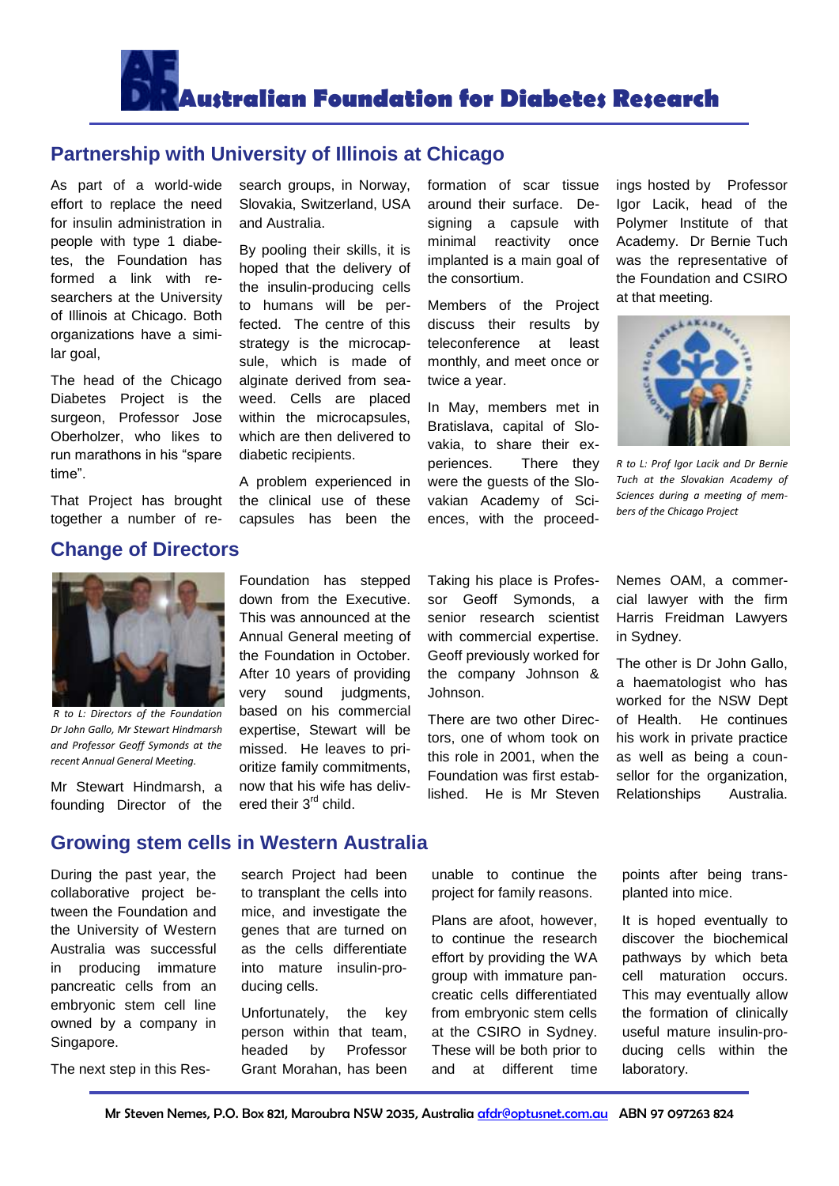# Australian Foundation for Diabetes Research

## Partnership with University of Illinois at Chicago

As part of a world-wide effort to replace the need for insulin administration in people with type 1 diabetes, the Foundation has formed a link with researchers at the University of Illinois at Chicago. Both organizations have a similar goal,

The head of the Chicago Diabetes Project is the surgeon, Professor Jose Oberholzer, who likes to run marathons in his "spare time".

That Project has brought together a number of research groups, in Norway, Slovakia, Switzerland, USA and Australia.

By pooling their skills, it is hoped that the delivery of the insulin-producing cells to humans will be perfected. The centre of this strategy is the microcapsule, which is made of alginate derived from seaweed. Cells are placed within the microcapsules, which are then delivered to diabetic recipients.

A problem experienced in the clinical use of these capsules has been the formation of scar tissue around their surface. Designing a capsule with minimal reactivity once implanted is a main goal of the consortium.

Members of the Project discuss their results by teleconference at least monthly, and meet once or twice a year.

In May, members met in Bratislava, capital of Slovakia, to share their experiences. There they were the guests of the Slovakian Academy of Sciences, with the proceedings hosted by Professor Igor Lacik, head of the Polymer Institute of that Academy. Dr Bernie Tuch was the representative of the Foundation and CSIRO at that meeting.

*R to L: Prof Igor Lacik and Dr Bernie Tuch at the Slovakian Academy of Sciences during a meeting of members of the Chicago Project*

## Change of Directors

*R to L: Directors of the Foundation Dr John Gallo, Mr Stewart Hindmarsh and Professor Geoff Symonds at the recent Annual General Meeting.*

Mr Stewart Hindmarsh, a founding Director of the Foundation has stepped down from the Executive. This was announced at the Annual General meeting of the Foundation in October. After 10 years of providing very sound judgments, based on his commercial expertise, Stewart will be missed. He leaves to prioritize family commitments, now that his wife has delivered their 3rd child.

Taking his place is Professor Geoff Symonds, a senior research scientist with commercial expertise. Geoff previously worked for the company Johnson & Johnson.

There are two other Directors, one of whom took on this role in 2001, when the Foundation was first established. He is Mr Steven Nemes OAM, a commercial lawyer with the firm Harris Freidman Lawyers in Sydney.

The other is Dr John Gallo, a haematologist who has worked for the NSW Dept of Health. He continues his work in private practice as well as being a counsellor for the organization, Relationships Australia.

## Growing stem cells in Western Australia

During the past year, the collaborative project between the Foundation and the University of Western Australia was successful in producing immature pancreatic cells from an embryonic stem cell line owned by a company in Singapore.

The next step in this Research Project had been to transplant the cells into mice, and investigate the genes that are turned on as the cells differentiate into mature insulin-producing cells.

Unfortunately, the key person within that team, headed by Professor Grant Morahan, has been unable to continue the project for family reasons.

Plans are afoot, however, to continue the research effort by providing the WA group with immature pancreatic cells differentiated from embryonic stem cells at the CSIRO in Sydney. These will be both prior to and at different time points after being transplanted into mice.

It is hoped eventually to discover the biochemical pathways by which beta cell maturation occurs. This may eventually allow the formation of clinically useful mature insulin-producing cells within the laboratory.

Mr Steven Nemes, P.O. Box 821, Maroubra NSW 2035, Australia afdr@optusnet.com.au ABN 97 097263 824